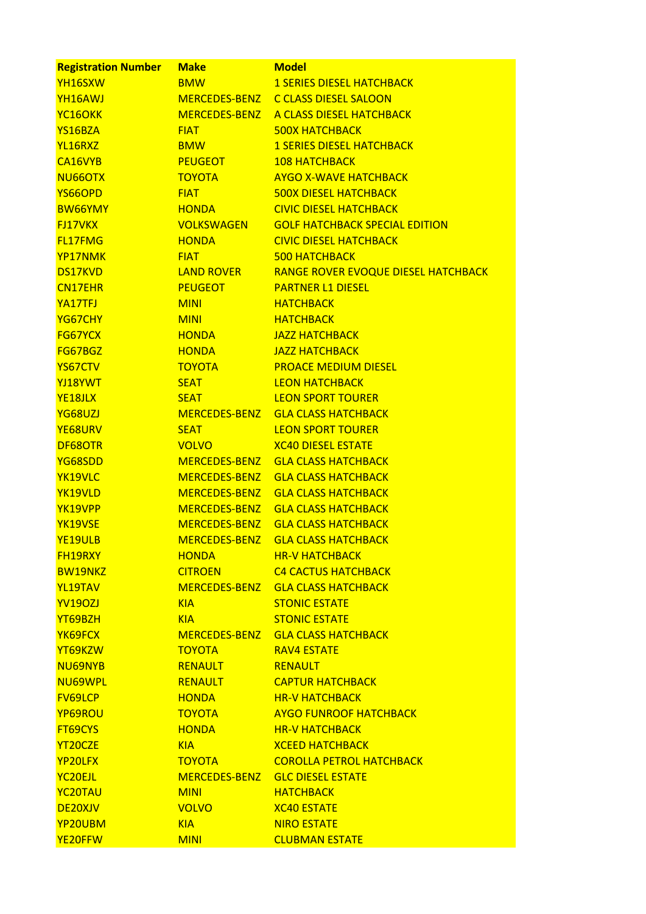| Registration Number | Make | Model |
|---|---|---|
| YH16SXW | BMW | 1 SERIES DIESEL HATCHBACK |
| YH16AWJ | MERCEDES-BENZ | C CLASS DIESEL SALOON |
| YC16OKK | MERCEDES-BENZ | A CLASS DIESEL HATCHBACK |
| YS16BZA | FIAT | 500X HATCHBACK |
| YL16RXZ | BMW | 1 SERIES DIESEL HATCHBACK |
| CA16VYB | PEUGEOT | 108 HATCHBACK |
| NU66OTX | TOYOTA | AYGO X-WAVE HATCHBACK |
| YS66OPD | FIAT | 500X DIESEL HATCHBACK |
| BW66YMY | HONDA | CIVIC DIESEL HATCHBACK |
| FJ17VKX | VOLKSWAGEN | GOLF HATCHBACK SPECIAL EDITION |
| FL17FMG | HONDA | CIVIC DIESEL HATCHBACK |
| YP17NMK | FIAT | 500 HATCHBACK |
| DS17KVD | LAND ROVER | RANGE ROVER EVOQUE DIESEL HATCHBACK |
| CN17EHR | PEUGEOT | PARTNER L1 DIESEL |
| YA17TFJ | MINI | HATCHBACK |
| YG67CHY | MINI | HATCHBACK |
| FG67YCX | HONDA | JAZZ HATCHBACK |
| FG67BGZ | HONDA | JAZZ HATCHBACK |
| YS67CTV | TOYOTA | PROACE MEDIUM DIESEL |
| YJ18YWT | SEAT | LEON HATCHBACK |
| YE18JLX | SEAT | LEON SPORT TOURER |
| YG68UZJ | MERCEDES-BENZ | GLA CLASS HATCHBACK |
| YE68URV | SEAT | LEON SPORT TOURER |
| DF68OTR | VOLVO | XC40 DIESEL ESTATE |
| YG68SDD | MERCEDES-BENZ | GLA CLASS HATCHBACK |
| YK19VLC | MERCEDES-BENZ | GLA CLASS HATCHBACK |
| YK19VLD | MERCEDES-BENZ | GLA CLASS HATCHBACK |
| YK19VPP | MERCEDES-BENZ | GLA CLASS HATCHBACK |
| YK19VSE | MERCEDES-BENZ | GLA CLASS HATCHBACK |
| YE19ULB | MERCEDES-BENZ | GLA CLASS HATCHBACK |
| FH19RXY | HONDA | HR-V HATCHBACK |
| BW19NKZ | CITROEN | C4 CACTUS HATCHBACK |
| YL19TAV | MERCEDES-BENZ | GLA CLASS HATCHBACK |
| YV19OZJ | KIA | STONIC ESTATE |
| YT69BZH | KIA | STONIC ESTATE |
| YK69FCX | MERCEDES-BENZ | GLA CLASS HATCHBACK |
| YT69KZW | TOYOTA | RAV4 ESTATE |
| NU69NYB | RENAULT | RENAULT |
| NU69WPL | RENAULT | CAPTUR HATCHBACK |
| FV69LCP | HONDA | HR-V HATCHBACK |
| YP69ROU | TOYOTA | AYGO FUNROOF HATCHBACK |
| FT69CYS | HONDA | HR-V HATCHBACK |
| YT20CZE | KIA | XCEED HATCHBACK |
| YP20LFX | TOYOTA | COROLLA PETROL HATCHBACK |
| YC20EJL | MERCEDES-BENZ | GLC DIESEL ESTATE |
| YC20TAU | MINI | HATCHBACK |
| DE20XJV | VOLVO | XC40 ESTATE |
| YP20UBM | KIA | NIRO ESTATE |
| YE20FFW | MINI | CLUBMAN ESTATE |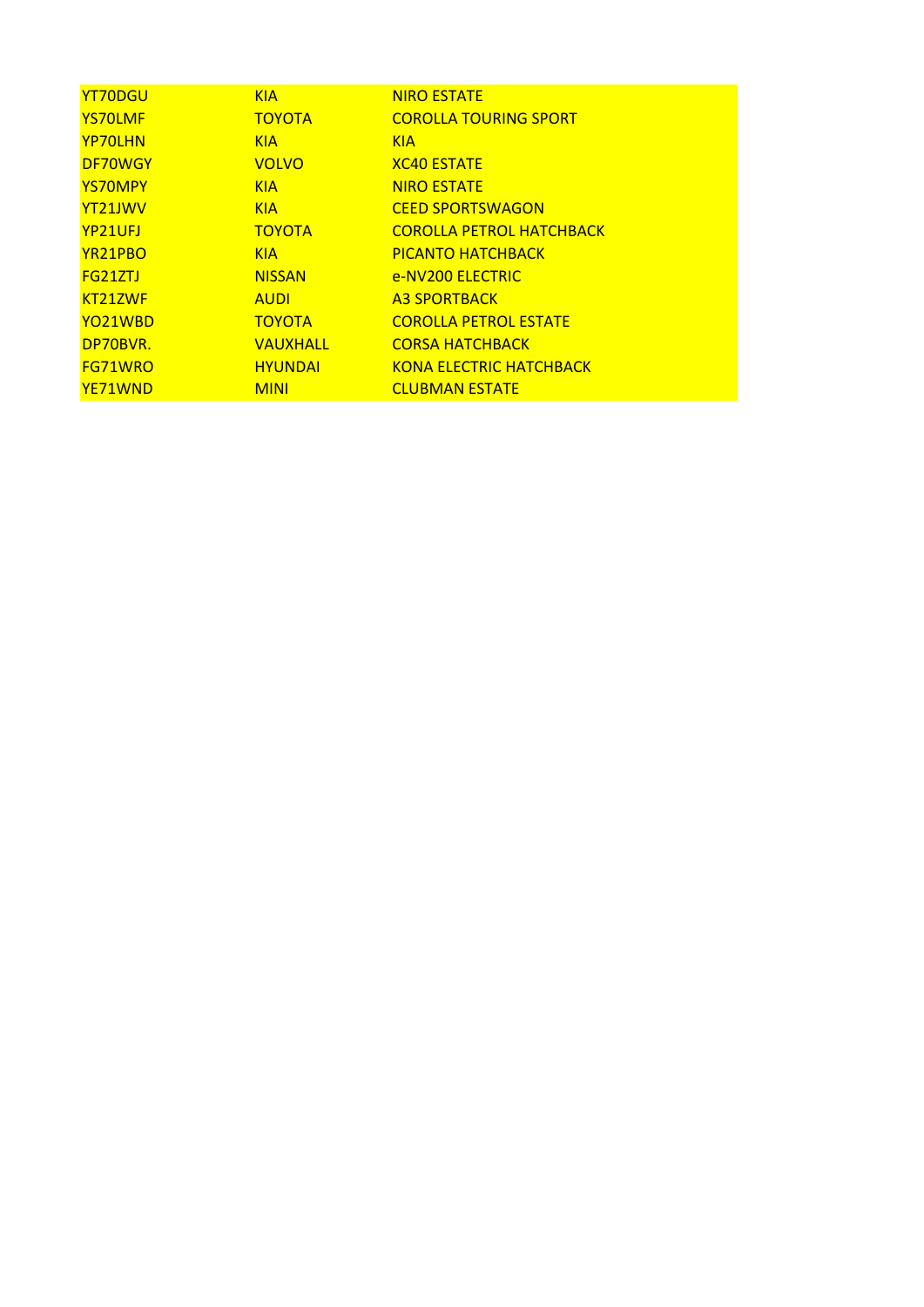| | | |
|---|---|---|
| YT70DGU | KIA | NIRO ESTATE |
| YS70LMF | TOYOTA | COROLLA TOURING SPORT |
| YP70LHN | KIA | KIA |
| DF70WGY | VOLVO | XC40 ESTATE |
| YS70MPY | KIA | NIRO ESTATE |
| YT21JWV | KIA | CEED SPORTSWAGON |
| YP21UFJ | TOYOTA | COROLLA PETROL HATCHBACK |
| YR21PBO | KIA | PICANTO HATCHBACK |
| FG21ZTJ | NISSAN | e-NV200 ELECTRIC |
| KT21ZWF | AUDI | A3 SPORTBACK |
| YO21WBD | TOYOTA | COROLLA PETROL ESTATE |
| DP70BVR. | VAUXHALL | CORSA HATCHBACK |
| FG71WRO | HYUNDAI | KONA ELECTRIC HATCHBACK |
| YE71WND | MINI | CLUBMAN ESTATE |